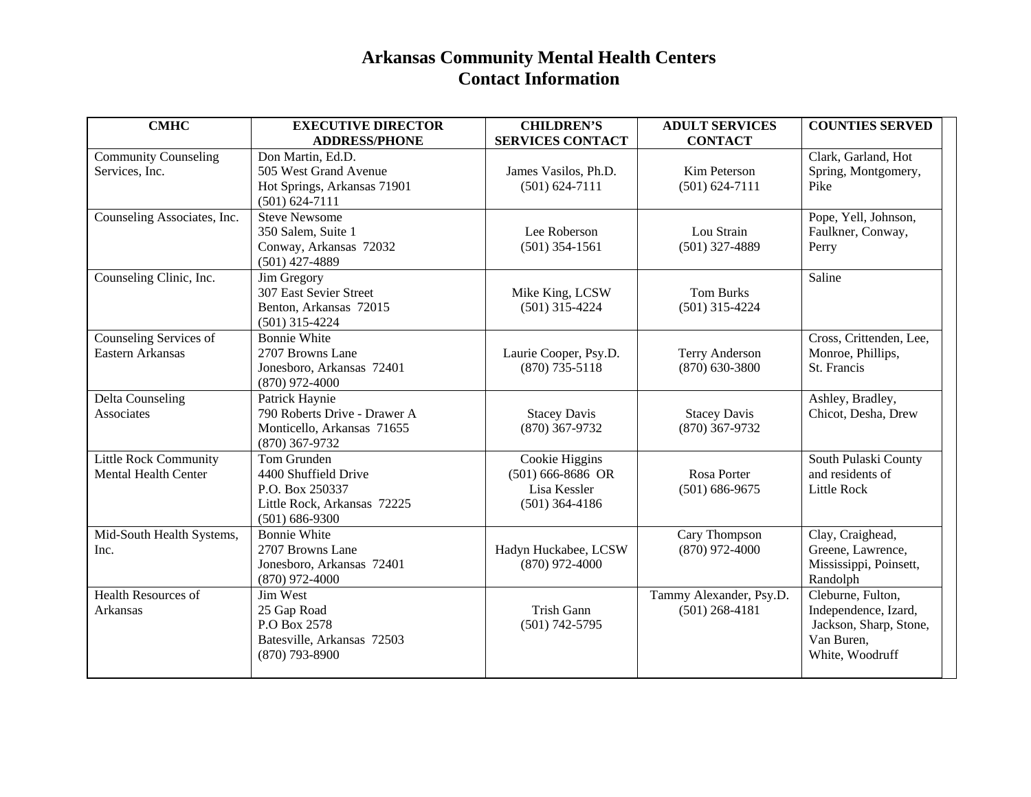# Arkansas Community Mental Health Centers
# Contact Information

| CMHC | EXECUTIVE DIRECTOR ADDRESS/PHONE | CHILDREN'S SERVICES CONTACT | ADULT SERVICES CONTACT | COUNTIES SERVED |
|---|---|---|---|---|
| Community Counseling Services, Inc. | Don Martin, Ed.D.<br>505 West Grand Avenue<br>Hot Springs, Arkansas 71901<br>(501) 624-7111 | James Vasilos, Ph.D.<br>(501) 624-7111 | Kim Peterson<br>(501) 624-7111 | Clark, Garland, Hot Spring, Montgomery, Pike |
| Counseling Associates, Inc. | Steve Newsome<br>350 Salem, Suite 1<br>Conway, Arkansas 72032<br>(501) 427-4889 | Lee Roberson<br>(501) 354-1561 | Lou Strain<br>(501) 327-4889 | Pope, Yell, Johnson, Faulkner, Conway, Perry |
| Counseling Clinic, Inc. | Jim Gregory<br>307 East Sevier Street<br>Benton, Arkansas 72015<br>(501) 315-4224 | Mike King, LCSW<br>(501) 315-4224 | Tom Burks<br>(501) 315-4224 | Saline |
| Counseling Services of Eastern Arkansas | Bonnie White<br>2707 Browns Lane<br>Jonesboro, Arkansas 72401<br>(870) 972-4000 | Laurie Cooper, Psy.D.<br>(870) 735-5118 | Terry Anderson<br>(870) 630-3800 | Cross, Crittenden, Lee, Monroe, Phillips, St. Francis |
| Delta Counseling Associates | Patrick Haynie<br>790 Roberts Drive - Drawer A<br>Monticello, Arkansas 71655<br>(870) 367-9732 | Stacey Davis<br>(870) 367-9732 | Stacey Davis<br>(870) 367-9732 | Ashley, Bradley, Chicot, Desha, Drew |
| Little Rock Community Mental Health Center | Tom Grunden<br>4400 Shuffield Drive<br>P.O. Box 250337<br>Little Rock, Arkansas 72225<br>(501) 686-9300 | Cookie Higgins<br>(501) 666-8686 OR<br>Lisa Kessler<br>(501) 364-4186 | Rosa Porter<br>(501) 686-9675 | South Pulaski County and residents of Little Rock |
| Mid-South Health Systems, Inc. | Bonnie White<br>2707 Browns Lane<br>Jonesboro, Arkansas 72401<br>(870) 972-4000 | Hadyn Huckabee, LCSW<br>(870) 972-4000 | Cary Thompson<br>(870) 972-4000 | Clay, Craighead, Greene, Lawrence, Mississippi, Poinsett, Randolph |
| Health Resources of Arkansas | Jim West<br>25 Gap Road<br>P.O Box 2578<br>Batesville, Arkansas 72503<br>(870) 793-8900 | Trish Gann<br>(501) 742-5795 | Tammy Alexander, Psy.D.<br>(501) 268-4181 | Cleburne, Fulton, Independence, Izard, Jackson, Sharp, Stone, Van Buren, White, Woodruff |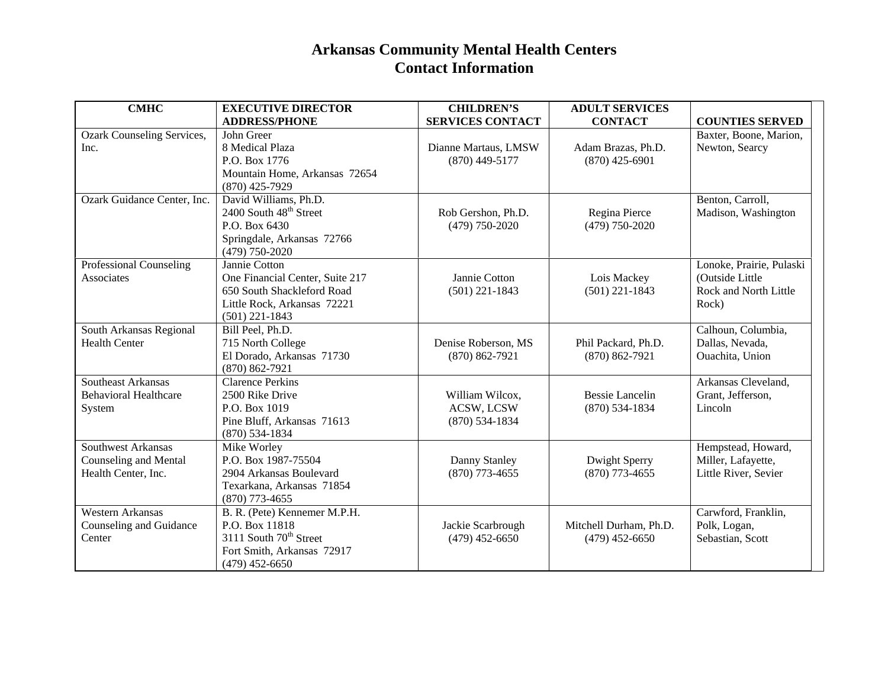# Arkansas Community Mental Health Centers
# Contact Information

| CMHC | EXECUTIVE DIRECTOR ADDRESS/PHONE | CHILDREN'S SERVICES CONTACT | ADULT SERVICES CONTACT | COUNTIES SERVED |
|---|---|---|---|---|
| Ozark Counseling Services, Inc. | John Greer<br>8 Medical Plaza<br>P.O. Box 1776<br>Mountain Home, Arkansas 72654<br>(870) 425-7929 | Dianne Martaus, LMSW<br>(870) 449-5177 | Adam Brazas, Ph.D.<br>(870) 425-6901 | Baxter, Boone, Marion, Newton, Searcy |
| Ozark Guidance Center, Inc. | David Williams, Ph.D.<br>2400 South 48th Street<br>P.O. Box 6430<br>Springdale, Arkansas 72766<br>(479) 750-2020 | Rob Gershon, Ph.D.<br>(479) 750-2020 | Regina Pierce<br>(479) 750-2020 | Benton, Carroll, Madison, Washington |
| Professional Counseling Associates | Jannie Cotton<br>One Financial Center, Suite 217<br>650 South Shackleford Road<br>Little Rock, Arkansas 72221<br>(501) 221-1843 | Jannie Cotton<br>(501) 221-1843 | Lois Mackey<br>(501) 221-1843 | Lonoke, Prairie, Pulaski (Outside Little Rock and North Little Rock) |
| South Arkansas Regional Health Center | Bill Peel, Ph.D.<br>715 North College<br>El Dorado, Arkansas 71730<br>(870) 862-7921 | Denise Roberson, MS<br>(870) 862-7921 | Phil Packard, Ph.D.<br>(870) 862-7921 | Calhoun, Columbia, Dallas, Nevada, Ouachita, Union |
| Southeast Arkansas Behavioral Healthcare System | Clarence Perkins<br>2500 Rike Drive<br>P.O. Box 1019<br>Pine Bluff, Arkansas 71613<br>(870) 534-1834 | William Wilcox, ACSW, LCSW<br>(870) 534-1834 | Bessie Lancelin<br>(870) 534-1834 | Arkansas Cleveland, Grant, Jefferson, Lincoln |
| Southwest Arkansas Counseling and Mental Health Center, Inc. | Mike Worley<br>P.O. Box 1987-75504<br>2904 Arkansas Boulevard<br>Texarkana, Arkansas 71854<br>(870) 773-4655 | Danny Stanley<br>(870) 773-4655 | Dwight Sperry<br>(870) 773-4655 | Hempstead, Howard, Miller, Lafayette, Little River, Sevier |
| Western Arkansas Counseling and Guidance Center | B. R. (Pete) Kennemer M.P.H.<br>P.O. Box 11818<br>3111 South 70th Street<br>Fort Smith, Arkansas 72917<br>(479) 452-6650 | Jackie Scarbrough<br>(479) 452-6650 | Mitchell Durham, Ph.D.<br>(479) 452-6650 | Carwford, Franklin, Polk, Logan, Sebastian, Scott |